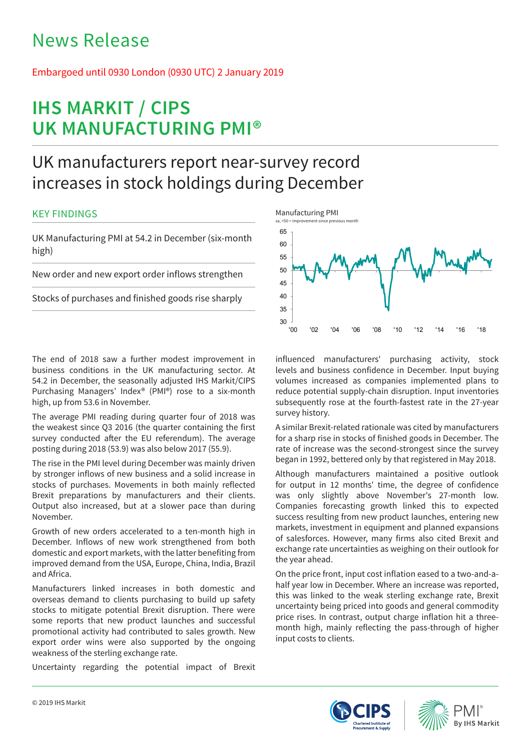# News Release

Embargoed until 0930 London (0930 UTC) 2 January 2019

# IHS MARKIT / CIPS UK MANUFACTURING PMI®

## UK manufacturers report near-survey record increases in stock holdings during December

### KEY FINDINGS

UK Manufacturing PMI at 54.2 in December (six-month high)

New order and new export order inflows strengthen

Stocks of purchases and finished goods rise sharply

Manufacturing PMI

sa, >50 = improvement since previous month

The end of 2018 saw a further modest improvement in business conditions in the UK manufacturing sector. At 54.2 in December, the seasonally adjusted IHS Markit/CIPS Purchasing Managers' Index® (PMI®) rose to a six-month high, up from 53.6 in November.

The average PMI reading during quarter four of 2018 was the weakest since Q3 2016 (the quarter containing the first survey conducted after the EU referendum). The average posting during 2018 (53.9) was also below 2017 (55.9).

The rise in the PMI level during December was mainly driven by stronger inflows of new business and a solid increase in stocks of purchases. Movements in both mainly reflected Brexit preparations by manufacturers and their clients. Output also increased, but at a slower pace than during November.

Growth of new orders accelerated to a ten-month high in December. Inflows of new work strengthened from both domestic and export markets, with the latter benefiting from improved demand from the USA, Europe, China, India, Brazil and Africa.

Manufacturers linked increases in both domestic and overseas demand to clients purchasing to build up safety stocks to mitigate potential Brexit disruption. There were some reports that new product launches and successful promotional activity had contributed to sales growth. New export order wins were also supported by the ongoing weakness of the sterling exchange rate.

Uncertainty regarding the potential impact of Brexit influenced manufacturers' purchasing activity, stock levels and business confidence in December. Input buying volumes increased as companies implemented plans to reduce potential supply-chain disruption. Input inventories subsequently rose at the fourth-fastest rate in the 27-year survey history.

A similar Brexit-related rationale was cited by manufacturers for a sharp rise in stocks of finished goods in December. The rate of increase was the second-strongest since the survey began in 1992, bettered only by that registered in May 2018.

Although manufacturers maintained a positive outlook for output in 12 months' time, the degree of confidence was only slightly above November's 27-month low. Companies forecasting growth linked this to expected success resulting from new product launches, entering new markets, investment in equipment and planned expansions of salesforces. However, many firms also cited Brexit and exchange rate uncertainties as weighing on their outlook for the year ahead.

On the price front, input cost inflation eased to a two-and-a-half year low in December. Where an increase was reported, this was linked to the weak sterling exchange rate, Brexit uncertainty being priced into goods and general commodity price rises. In contrast, output charge inflation hit a three-month high, mainly reflecting the pass-through of higher input costs to clients.

© 2019 IHS Markit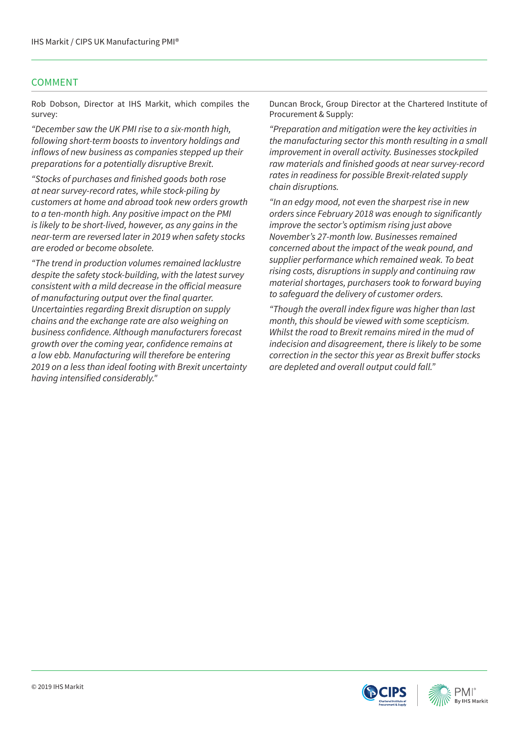## COMMENT

Rob Dobson, Director at IHS Markit, which compiles the survey:

*"December saw the UK PMI rise to a six-month high, following short-term boosts to inventory holdings and inflows of new business as companies stepped up their preparations for a potentially disruptive Brexit.*

*"Stocks of purchases and finished goods both rose at near survey-record rates, while stock-piling by customers at home and abroad took new orders growth to a ten-month high. Any positive impact on the PMI is likely to be short-lived, however, as any gains in the near-term are reversed later in 2019 when safety stocks are eroded or become obsolete.*

*"The trend in production volumes remained lacklustre despite the safety stock-building, with the latest survey consistent with a mild decrease in the official measure of manufacturing output over the final quarter. Uncertainties regarding Brexit disruption on supply chains and the exchange rate are also weighing on business confidence. Although manufacturers forecast growth over the coming year, confidence remains at a low ebb. Manufacturing will therefore be entering 2019 on a less than ideal footing with Brexit uncertainty having intensified considerably."*

Duncan Brock, Group Director at the Chartered Institute of Procurement & Supply:

*"Preparation and mitigation were the key activities in the manufacturing sector this month resulting in a small improvement in overall activity. Businesses stockpiled raw materials and finished goods at near survey-record rates in readiness for possible Brexit-related supply chain disruptions.*

*"In an edgy mood, not even the sharpest rise in new orders since February 2018 was enough to significantly improve the sector's optimism rising just above November's 27-month low. Businesses remained concerned about the impact of the weak pound, and supplier performance which remained weak. To beat rising costs, disruptions in supply and continuing raw material shortages, purchasers took to forward buying to safeguard the delivery of customer orders.*

*"Though the overall index figure was higher than last month, this should be viewed with some scepticism. Whilst the road to Brexit remains mired in the mud of indecision and disagreement, there is likely to be some correction in the sector this year as Brexit buffer stocks are depleted and overall output could fall."*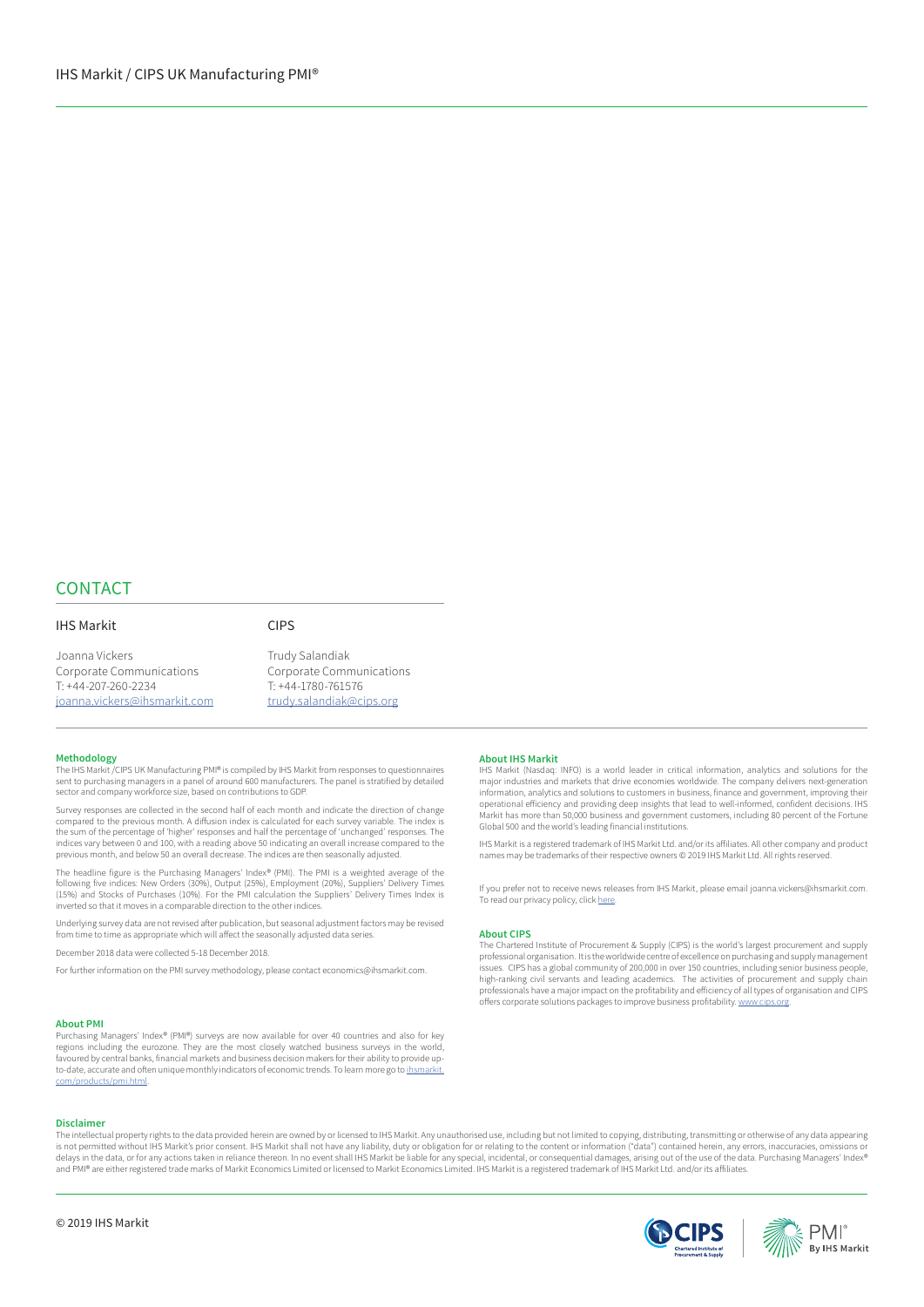## CONTACT

**IHS Markit**

Joanna Vickers
Corporate Communications
T: +44-207-260-2234
joanna.vickers@ihsmarkit.com

**CIPS**

Trudy Salandiak
Corporate Communications
T: +44-1780-761576
trudy.salandiak@cips.org

### Methodology

The IHS Markit /CIPS UK Manufacturing PMI® is compiled by IHS Markit from responses to questionnaires sent to purchasing managers in a panel of around 600 manufacturers. The panel is stratified by detailed sector and company workforce size, based on contributions to GDP.

Survey responses are collected in the second half of each month and indicate the direction of change compared to the previous month. A diffusion index is calculated for each survey variable. The index is the sum of the percentage of 'higher' responses and half the percentage of 'unchanged' responses. The indices vary between 0 and 100, with a reading above 50 indicating an overall increase compared to the previous month, and below 50 an overall decrease. The indices are then seasonally adjusted.

The headline figure is the Purchasing Managers' Index® (PMI). The PMI is a weighted average of the following five indices: New Orders (30%), Output (25%), Employment (20%), Suppliers' Delivery Times (15%) and Stocks of Purchases (10%). For the PMI calculation the Suppliers' Delivery Times Index is inverted so that it moves in a comparable direction to the other indices.

Underlying survey data are not revised after publication, but seasonal adjustment factors may be revised from time to time as appropriate which will affect the seasonally adjusted data series.

December 2018 data were collected 5-18 December 2018.

For further information on the PMI survey methodology, please contact economics@ihsmarkit.com.

### About PMI

Purchasing Managers' Index® (PMI®) surveys are now available for over 40 countries and also for key regions including the eurozone. They are the most closely watched business surveys in the world, favoured by central banks, financial markets and business decision makers for their ability to provide up-to-date, accurate and often unique monthly indicators of economic trends. To learn more go to ihsmarkit.com/products/pmi.html.

### About IHS Markit

IHS Markit (Nasdaq: INFO) is a world leader in critical information, analytics and solutions for the major industries and markets that drive economies worldwide. The company delivers next-generation information, analytics and solutions to customers in business, finance and government, improving their operational efficiency and providing deep insights that lead to well-informed, confident decisions. IHS Markit has more than 50,000 business and government customers, including 80 percent of the Fortune Global 500 and the world's leading financial institutions.

IHS Markit is a registered trademark of IHS Markit Ltd. and/or its affiliates. All other company and product names may be trademarks of their respective owners © 2019 IHS Markit Ltd. All rights reserved.

If you prefer not to receive news releases from IHS Markit, please email joanna.vickers@ihsmarkit.com. To read our privacy policy, click here.

### About CIPS

The Chartered Institute of Procurement & Supply (CIPS) is the world's largest procurement and supply professional organisation. It is the worldwide centre of excellence on purchasing and supply management issues. CIPS has a global community of 200,000 in over 150 countries, including senior business people, high-ranking civil servants and leading academics. The activities of procurement and supply chain professionals have a major impact on the profitability and efficiency of all types of organisation and CIPS offers corporate solutions packages to improve business profitability. www.cips.org.

### Disclaimer

The intellectual property rights to the data provided herein are owned by or licensed to IHS Markit. Any unauthorised use, including but not limited to copying, distributing, transmitting or otherwise of any data appearing is not permitted without IHS Markit's prior consent. IHS Markit shall not have any liability, duty or obligation for or relating to the content or information ("data") contained herein, any errors, inaccuracies, omissions or delays in the data, or for any actions taken in reliance thereon. In no event shall IHS Markit be liable for any special, incidental, or consequential damages, arising out of the use of the data. Purchasing Managers' Index® and PMI® are either registered trade marks of Markit Economics Limited or licensed to Markit Economics Limited. IHS Markit is a registered trademark of IHS Markit Ltd. and/or its affiliates.

© 2019 IHS Markit